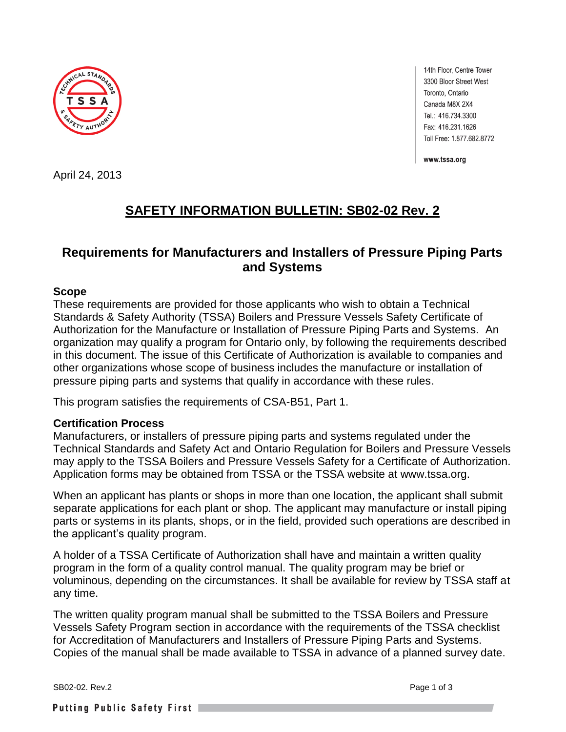14th Floor, Centre Tower
3300 Bloor Street West
Toronto, Ontario
Canada M8X 2X4
Tel.: 416.734.3300
Fax: 416.231.1626
Toll Free: 1.877.682.8772

www.tssa.org

April 24, 2013

# SAFETY INFORMATION BULLETIN: SB02-02 Rev. 2

## Requirements for Manufacturers and Installers of Pressure Piping Parts and Systems

### Scope

These requirements are provided for those applicants who wish to obtain a Technical Standards & Safety Authority (TSSA) Boilers and Pressure Vessels Safety Certificate of Authorization for the Manufacture or Installation of Pressure Piping Parts and Systems. An organization may qualify a program for Ontario only, by following the requirements described in this document. The issue of this Certificate of Authorization is available to companies and other organizations whose scope of business includes the manufacture or installation of pressure piping parts and systems that qualify in accordance with these rules.

This program satisfies the requirements of CSA-B51, Part 1.

### Certification Process

Manufacturers, or installers of pressure piping parts and systems regulated under the Technical Standards and Safety Act and Ontario Regulation for Boilers and Pressure Vessels may apply to the TSSA Boilers and Pressure Vessels Safety for a Certificate of Authorization. Application forms may be obtained from TSSA or the TSSA website at www.tssa.org.

When an applicant has plants or shops in more than one location, the applicant shall submit separate applications for each plant or shop. The applicant may manufacture or install piping parts or systems in its plants, shops, or in the field, provided such operations are described in the applicant's quality program.

A holder of a TSSA Certificate of Authorization shall have and maintain a written quality program in the form of a quality control manual. The quality program may be brief or voluminous, depending on the circumstances. It shall be available for review by TSSA staff at any time.

The written quality program manual shall be submitted to the TSSA Boilers and Pressure Vessels Safety Program section in accordance with the requirements of the TSSA checklist for Accreditation of Manufacturers and Installers of Pressure Piping Parts and Systems. Copies of the manual shall be made available to TSSA in advance of a planned survey date.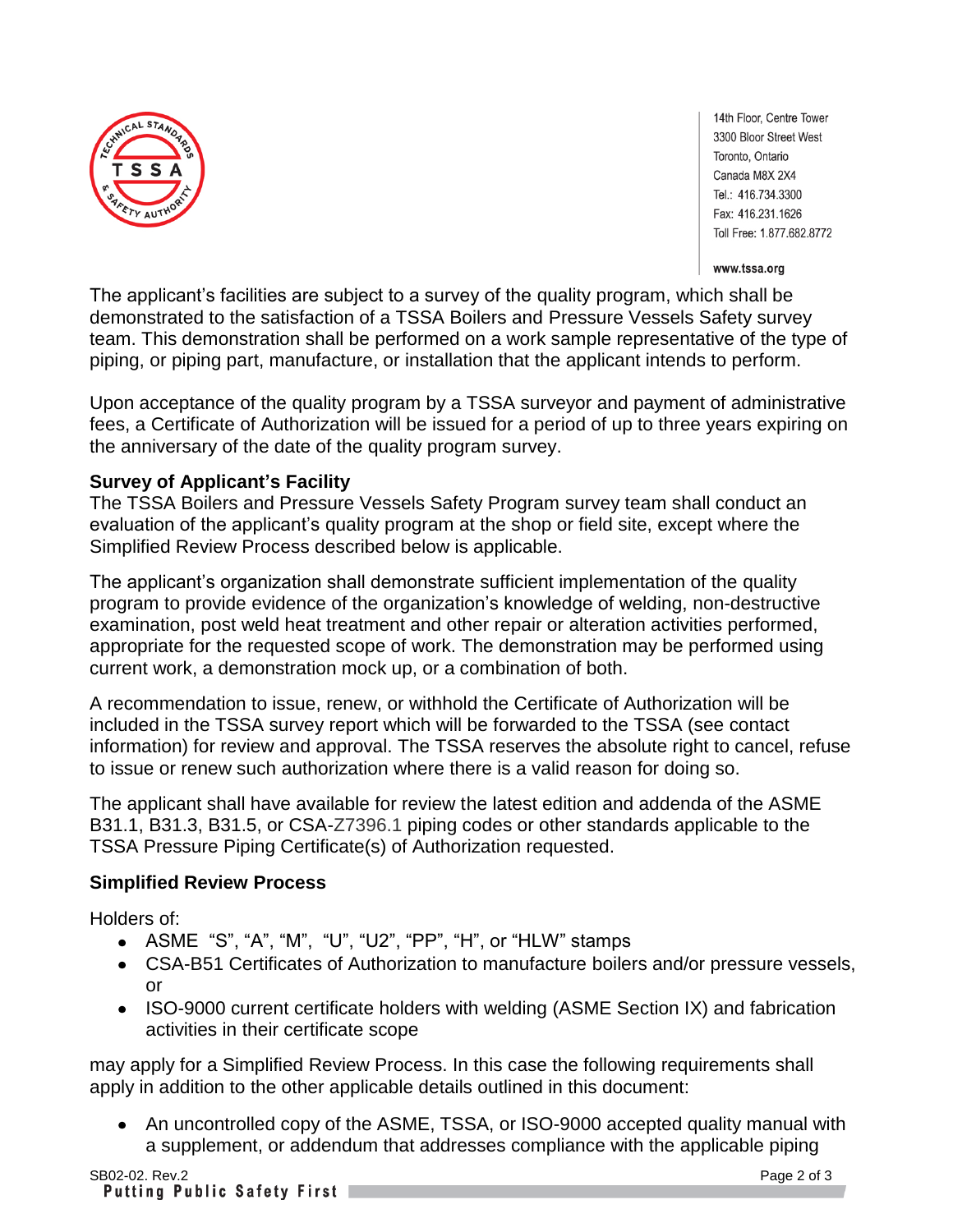The applicant's facilities are subject to a survey of the quality program, which shall be demonstrated to the satisfaction of a TSSA Boilers and Pressure Vessels Safety survey team. This demonstration shall be performed on a work sample representative of the type of piping, or piping part, manufacture, or installation that the applicant intends to perform.

Upon acceptance of the quality program by a TSSA surveyor and payment of administrative fees, a Certificate of Authorization will be issued for a period of up to three years expiring on the anniversary of the date of the quality program survey.

**Survey of Applicant's Facility**

The TSSA Boilers and Pressure Vessels Safety Program survey team shall conduct an evaluation of the applicant's quality program at the shop or field site, except where the Simplified Review Process described below is applicable.

The applicant's organization shall demonstrate sufficient implementation of the quality program to provide evidence of the organization's knowledge of welding, non-destructive examination, post weld heat treatment and other repair or alteration activities performed, appropriate for the requested scope of work. The demonstration may be performed using current work, a demonstration mock up, or a combination of both.

A recommendation to issue, renew, or withhold the Certificate of Authorization will be included in the TSSA survey report which will be forwarded to the TSSA (see contact information) for review and approval. The TSSA reserves the absolute right to cancel, refuse to issue or renew such authorization where there is a valid reason for doing so.

The applicant shall have available for review the latest edition and addenda of the ASME B31.1, B31.3, B31.5, or CSA-Z7396.1 piping codes or other standards applicable to the TSSA Pressure Piping Certificate(s) of Authorization requested.

**Simplified Review Process**

Holders of:

- ASME "S", "A", "M", "U", "U2", "PP", "H", or "HLW" stamps
- CSA-B51 Certificates of Authorization to manufacture boilers and/or pressure vessels, or
- ISO-9000 current certificate holders with welding (ASME Section IX) and fabrication activities in their certificate scope

may apply for a Simplified Review Process. In this case the following requirements shall apply in addition to the other applicable details outlined in this document:

- An uncontrolled copy of the ASME, TSSA, or ISO-9000 accepted quality manual with a supplement, or addendum that addresses compliance with the applicable piping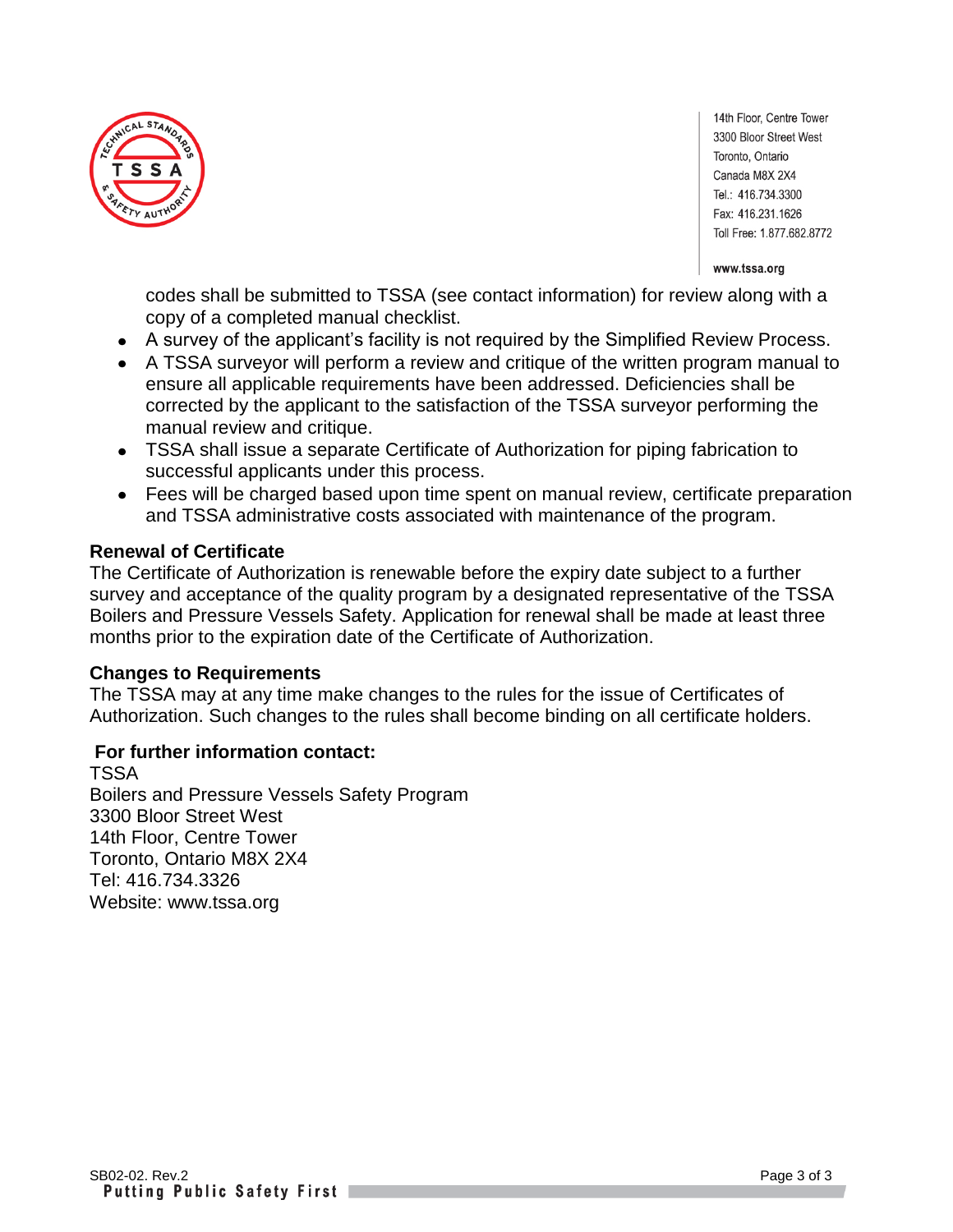codes shall be submitted to TSSA (see contact information) for review along with a copy of a completed manual checklist.

- A survey of the applicant's facility is not required by the Simplified Review Process.
- A TSSA surveyor will perform a review and critique of the written program manual to ensure all applicable requirements have been addressed. Deficiencies shall be corrected by the applicant to the satisfaction of the TSSA surveyor performing the manual review and critique.
- TSSA shall issue a separate Certificate of Authorization for piping fabrication to successful applicants under this process.
- Fees will be charged based upon time spent on manual review, certificate preparation and TSSA administrative costs associated with maintenance of the program.

## Renewal of Certificate

The Certificate of Authorization is renewable before the expiry date subject to a further survey and acceptance of the quality program by a designated representative of the TSSA Boilers and Pressure Vessels Safety. Application for renewal shall be made at least three months prior to the expiration date of the Certificate of Authorization.

## Changes to Requirements

The TSSA may at any time make changes to the rules for the issue of Certificates of Authorization. Such changes to the rules shall become binding on all certificate holders.

## For further information contact:

TSSA
Boilers and Pressure Vessels Safety Program
3300 Bloor Street West
14th Floor, Centre Tower
Toronto, Ontario M8X 2X4
Tel: 416.734.3326
Website: www.tssa.org